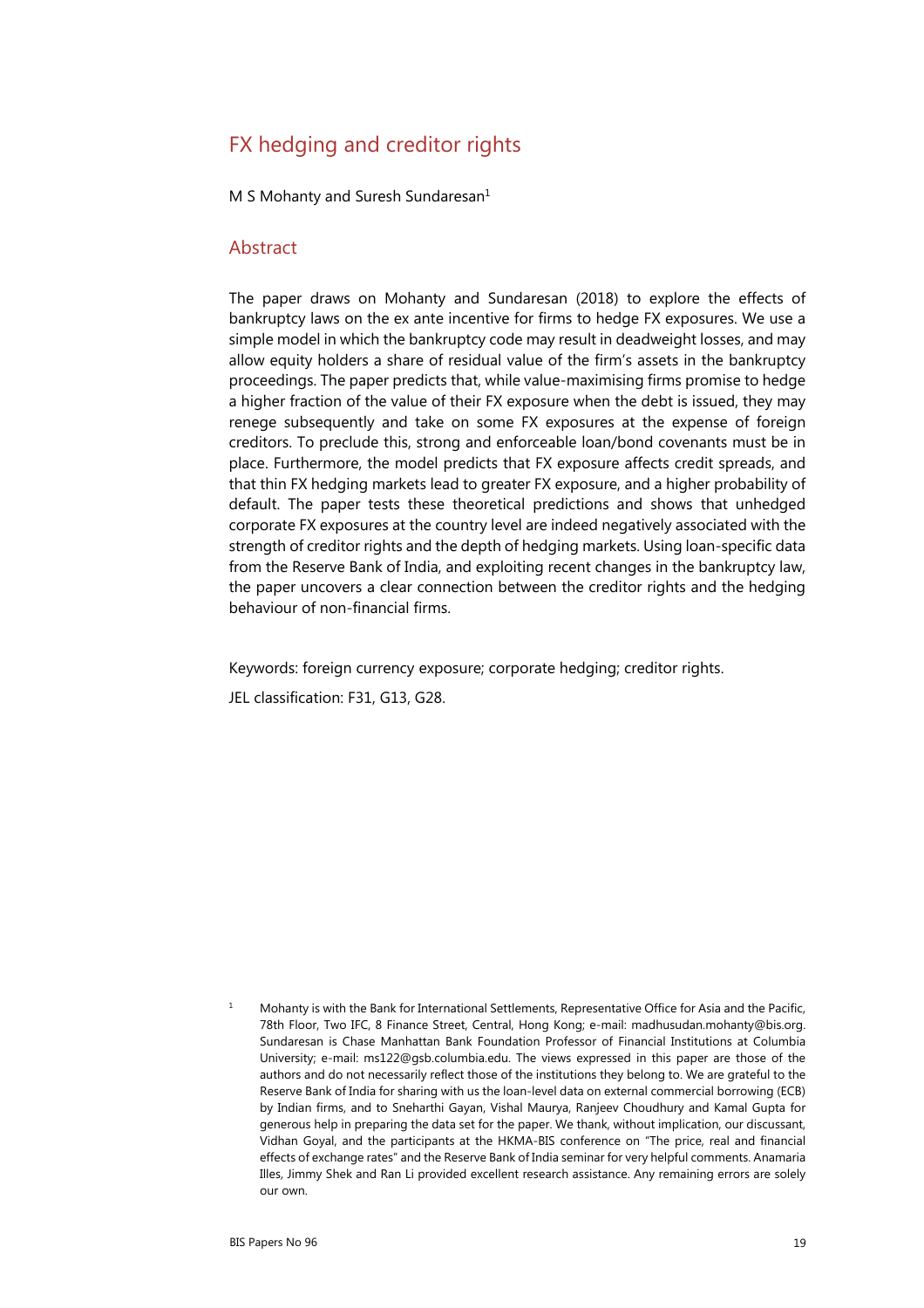# FX hedging and creditor rights

M S Mohanty and Suresh Sundaresan[1]

## Abstract

The paper draws on Mohanty and Sundaresan (2018) to explore the effects of bankruptcy laws on the ex ante incentive for firms to hedge FX exposures. We use a simple model in which the bankruptcy code may result in deadweight losses, and may allow equity holders a share of residual value of the firm's assets in the bankruptcy proceedings. The paper predicts that, while value-maximising firms promise to hedge a higher fraction of the value of their FX exposure when the debt is issued, they may renege subsequently and take on some FX exposures at the expense of foreign creditors. To preclude this, strong and enforceable loan/bond covenants must be in place. Furthermore, the model predicts that FX exposure affects credit spreads, and that thin FX hedging markets lead to greater FX exposure, and a higher probability of default. The paper tests these theoretical predictions and shows that unhedged corporate FX exposures at the country level are indeed negatively associated with the strength of creditor rights and the depth of hedging markets. Using loan-specific data from the Reserve Bank of India, and exploiting recent changes in the bankruptcy law, the paper uncovers a clear connection between the creditor rights and the hedging behaviour of non-financial firms.

Keywords: foreign currency exposure; corporate hedging; creditor rights.

JEL classification: F31, G13, G28.

[1] Mohanty is with the Bank for International Settlements, Representative Office for Asia and the Pacific, 78th Floor, Two IFC, 8 Finance Street, Central, Hong Kong; e-mail: madhusudan.mohanty@bis.org. Sundaresan is Chase Manhattan Bank Foundation Professor of Financial Institutions at Columbia University; e-mail: ms122@gsb.columbia.edu. The views expressed in this paper are those of the authors and do not necessarily reflect those of the institutions they belong to. We are grateful to the Reserve Bank of India for sharing with us the loan-level data on external commercial borrowing (ECB) by Indian firms, and to Sneharthi Gayan, Vishal Maurya, Ranjeev Choudhury and Kamal Gupta for generous help in preparing the data set for the paper. We thank, without implication, our discussant, Vidhan Goyal, and the participants at the HKMA-BIS conference on "The price, real and financial effects of exchange rates" and the Reserve Bank of India seminar for very helpful comments. Anamaria Illes, Jimmy Shek and Ran Li provided excellent research assistance. Any remaining errors are solely our own.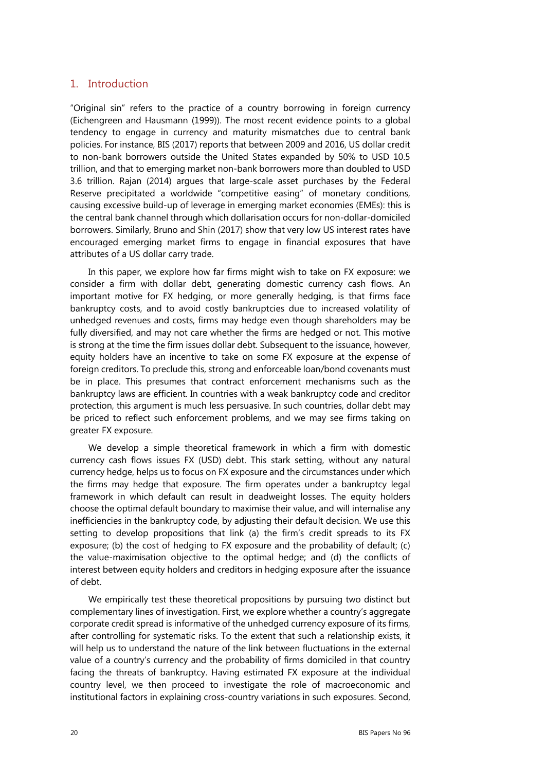## 1. Introduction

"Original sin" refers to the practice of a country borrowing in foreign currency (Eichengreen and Hausmann (1999)). The most recent evidence points to a global tendency to engage in currency and maturity mismatches due to central bank policies. For instance, BIS (2017) reports that between 2009 and 2016, US dollar credit to non-bank borrowers outside the United States expanded by 50% to USD 10.5 trillion, and that to emerging market non-bank borrowers more than doubled to USD 3.6 trillion. Rajan (2014) argues that large-scale asset purchases by the Federal Reserve precipitated a worldwide "competitive easing" of monetary conditions, causing excessive build-up of leverage in emerging market economies (EMEs): this is the central bank channel through which dollarisation occurs for non-dollar-domiciled borrowers. Similarly, Bruno and Shin (2017) show that very low US interest rates have encouraged emerging market firms to engage in financial exposures that have attributes of a US dollar carry trade.

In this paper, we explore how far firms might wish to take on FX exposure: we consider a firm with dollar debt, generating domestic currency cash flows. An important motive for FX hedging, or more generally hedging, is that firms face bankruptcy costs, and to avoid costly bankruptcies due to increased volatility of unhedged revenues and costs, firms may hedge even though shareholders may be fully diversified, and may not care whether the firms are hedged or not. This motive is strong at the time the firm issues dollar debt. Subsequent to the issuance, however, equity holders have an incentive to take on some FX exposure at the expense of foreign creditors. To preclude this, strong and enforceable loan/bond covenants must be in place. This presumes that contract enforcement mechanisms such as the bankruptcy laws are efficient. In countries with a weak bankruptcy code and creditor protection, this argument is much less persuasive. In such countries, dollar debt may be priced to reflect such enforcement problems, and we may see firms taking on greater FX exposure.

We develop a simple theoretical framework in which a firm with domestic currency cash flows issues FX (USD) debt. This stark setting, without any natural currency hedge, helps us to focus on FX exposure and the circumstances under which the firms may hedge that exposure. The firm operates under a bankruptcy legal framework in which default can result in deadweight losses. The equity holders choose the optimal default boundary to maximise their value, and will internalise any inefficiencies in the bankruptcy code, by adjusting their default decision. We use this setting to develop propositions that link (a) the firm's credit spreads to its FX exposure; (b) the cost of hedging to FX exposure and the probability of default; (c) the value-maximisation objective to the optimal hedge; and (d) the conflicts of interest between equity holders and creditors in hedging exposure after the issuance of debt.

We empirically test these theoretical propositions by pursuing two distinct but complementary lines of investigation. First, we explore whether a country's aggregate corporate credit spread is informative of the unhedged currency exposure of its firms, after controlling for systematic risks. To the extent that such a relationship exists, it will help us to understand the nature of the link between fluctuations in the external value of a country's currency and the probability of firms domiciled in that country facing the threats of bankruptcy. Having estimated FX exposure at the individual country level, we then proceed to investigate the role of macroeconomic and institutional factors in explaining cross-country variations in such exposures. Second,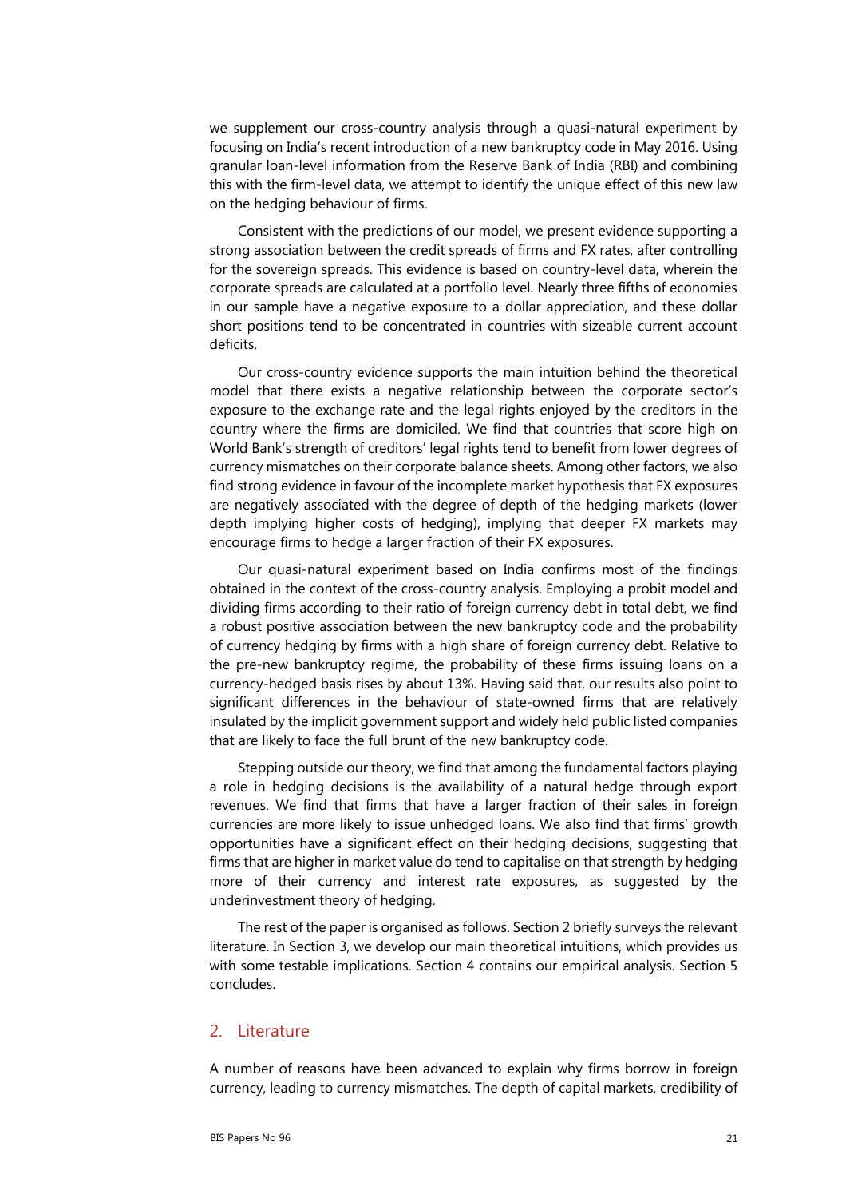we supplement our cross-country analysis through a quasi-natural experiment by focusing on India's recent introduction of a new bankruptcy code in May 2016. Using granular loan-level information from the Reserve Bank of India (RBI) and combining this with the firm-level data, we attempt to identify the unique effect of this new law on the hedging behaviour of firms.

Consistent with the predictions of our model, we present evidence supporting a strong association between the credit spreads of firms and FX rates, after controlling for the sovereign spreads. This evidence is based on country-level data, wherein the corporate spreads are calculated at a portfolio level. Nearly three fifths of economies in our sample have a negative exposure to a dollar appreciation, and these dollar short positions tend to be concentrated in countries with sizeable current account deficits.

Our cross-country evidence supports the main intuition behind the theoretical model that there exists a negative relationship between the corporate sector's exposure to the exchange rate and the legal rights enjoyed by the creditors in the country where the firms are domiciled. We find that countries that score high on World Bank's strength of creditors' legal rights tend to benefit from lower degrees of currency mismatches on their corporate balance sheets. Among other factors, we also find strong evidence in favour of the incomplete market hypothesis that FX exposures are negatively associated with the degree of depth of the hedging markets (lower depth implying higher costs of hedging), implying that deeper FX markets may encourage firms to hedge a larger fraction of their FX exposures.

Our quasi-natural experiment based on India confirms most of the findings obtained in the context of the cross-country analysis. Employing a probit model and dividing firms according to their ratio of foreign currency debt in total debt, we find a robust positive association between the new bankruptcy code and the probability of currency hedging by firms with a high share of foreign currency debt. Relative to the pre-new bankruptcy regime, the probability of these firms issuing loans on a currency-hedged basis rises by about 13%. Having said that, our results also point to significant differences in the behaviour of state-owned firms that are relatively insulated by the implicit government support and widely held public listed companies that are likely to face the full brunt of the new bankruptcy code.

Stepping outside our theory, we find that among the fundamental factors playing a role in hedging decisions is the availability of a natural hedge through export revenues. We find that firms that have a larger fraction of their sales in foreign currencies are more likely to issue unhedged loans. We also find that firms' growth opportunities have a significant effect on their hedging decisions, suggesting that firms that are higher in market value do tend to capitalise on that strength by hedging more of their currency and interest rate exposures, as suggested by the underinvestment theory of hedging.

The rest of the paper is organised as follows. Section 2 briefly surveys the relevant literature. In Section 3, we develop our main theoretical intuitions, which provides us with some testable implications. Section 4 contains our empirical analysis. Section 5 concludes.

## 2. Literature

A number of reasons have been advanced to explain why firms borrow in foreign currency, leading to currency mismatches. The depth of capital markets, credibility of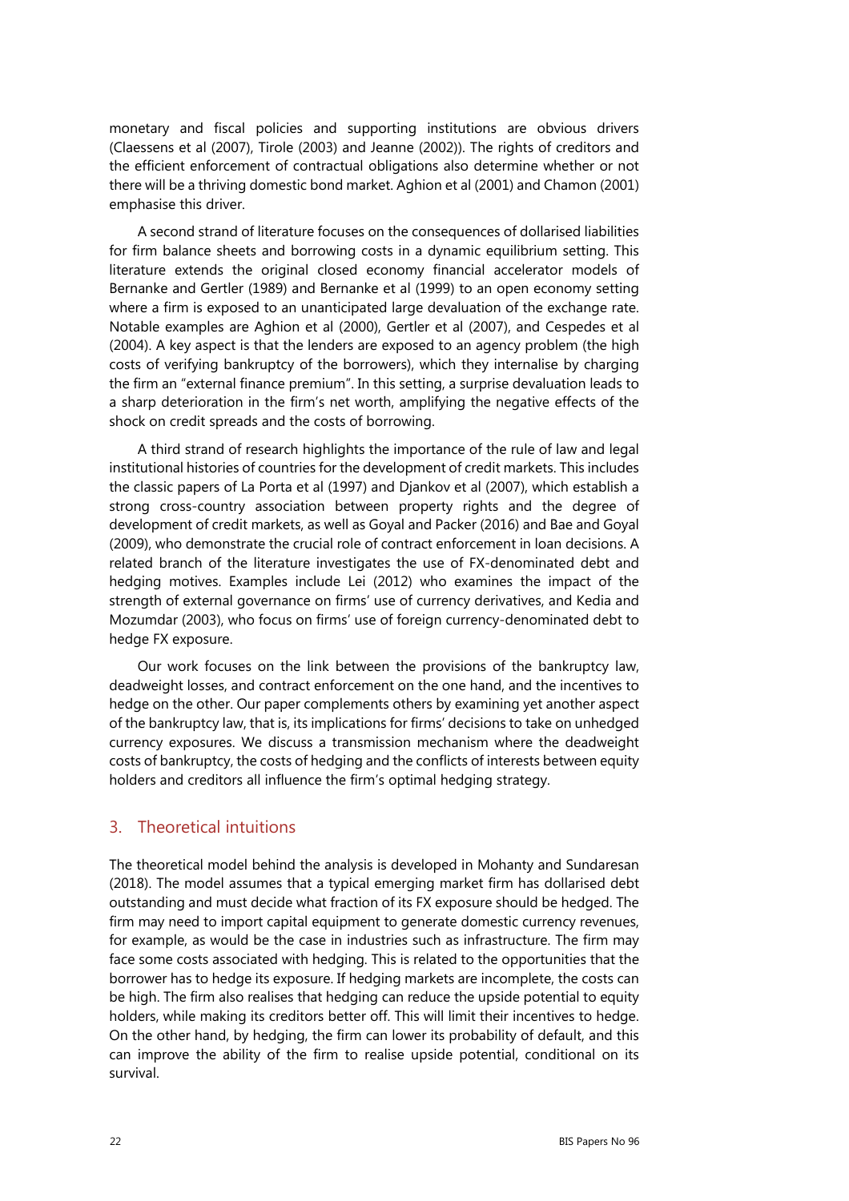monetary and fiscal policies and supporting institutions are obvious drivers (Claessens et al (2007), Tirole (2003) and Jeanne (2002)). The rights of creditors and the efficient enforcement of contractual obligations also determine whether or not there will be a thriving domestic bond market. Aghion et al (2001) and Chamon (2001) emphasise this driver.

A second strand of literature focuses on the consequences of dollarised liabilities for firm balance sheets and borrowing costs in a dynamic equilibrium setting. This literature extends the original closed economy financial accelerator models of Bernanke and Gertler (1989) and Bernanke et al (1999) to an open economy setting where a firm is exposed to an unanticipated large devaluation of the exchange rate. Notable examples are Aghion et al (2000), Gertler et al (2007), and Cespedes et al (2004). A key aspect is that the lenders are exposed to an agency problem (the high costs of verifying bankruptcy of the borrowers), which they internalise by charging the firm an "external finance premium". In this setting, a surprise devaluation leads to a sharp deterioration in the firm's net worth, amplifying the negative effects of the shock on credit spreads and the costs of borrowing.

A third strand of research highlights the importance of the rule of law and legal institutional histories of countries for the development of credit markets. This includes the classic papers of La Porta et al (1997) and Djankov et al (2007), which establish a strong cross-country association between property rights and the degree of development of credit markets, as well as Goyal and Packer (2016) and Bae and Goyal (2009), who demonstrate the crucial role of contract enforcement in loan decisions. A related branch of the literature investigates the use of FX-denominated debt and hedging motives. Examples include Lei (2012) who examines the impact of the strength of external governance on firms' use of currency derivatives, and Kedia and Mozumdar (2003), who focus on firms' use of foreign currency-denominated debt to hedge FX exposure.

Our work focuses on the link between the provisions of the bankruptcy law, deadweight losses, and contract enforcement on the one hand, and the incentives to hedge on the other. Our paper complements others by examining yet another aspect of the bankruptcy law, that is, its implications for firms' decisions to take on unhedged currency exposures. We discuss a transmission mechanism where the deadweight costs of bankruptcy, the costs of hedging and the conflicts of interests between equity holders and creditors all influence the firm's optimal hedging strategy.

## 3. Theoretical intuitions

The theoretical model behind the analysis is developed in Mohanty and Sundaresan (2018). The model assumes that a typical emerging market firm has dollarised debt outstanding and must decide what fraction of its FX exposure should be hedged. The firm may need to import capital equipment to generate domestic currency revenues, for example, as would be the case in industries such as infrastructure. The firm may face some costs associated with hedging. This is related to the opportunities that the borrower has to hedge its exposure. If hedging markets are incomplete, the costs can be high. The firm also realises that hedging can reduce the upside potential to equity holders, while making its creditors better off. This will limit their incentives to hedge. On the other hand, by hedging, the firm can lower its probability of default, and this can improve the ability of the firm to realise upside potential, conditional on its survival.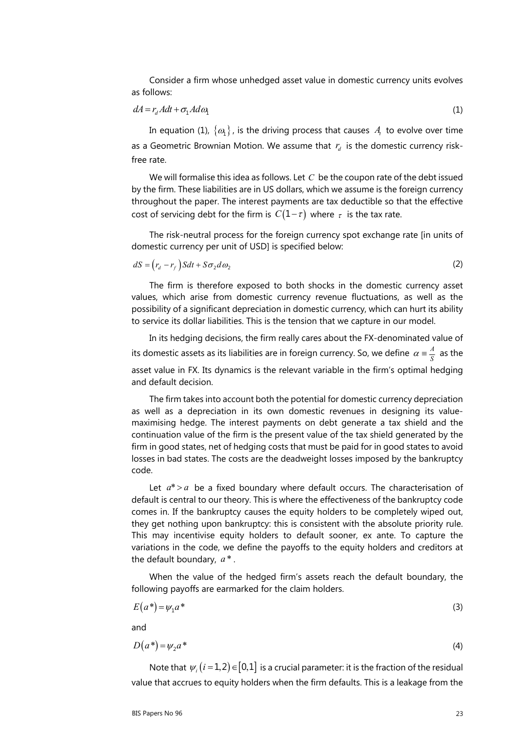Consider a firm whose unhedged asset value in domestic currency units evolves as follows:

$$dA = r_d A dt + \sigma_1 A d\omega_1 \tag{1}$$

In equation (1), $\{\omega_1\}$, is the driving process that causes $A_t$ to evolve over time as a Geometric Brownian Motion. We assume that $r_d$ is the domestic currency risk-free rate.

We will formalise this idea as follows. Let $C$ be the coupon rate of the debt issued by the firm. These liabilities are in US dollars, which we assume is the foreign currency throughout the paper. The interest payments are tax deductible so that the effective cost of servicing debt for the firm is $C(1-\tau)$ where $\tau$ is the tax rate.

The risk-neutral process for the foreign currency spot exchange rate [in units of domestic currency per unit of USD] is specified below:

$$dS = (r_d - r_f) S dt + S\sigma_2 d\omega_2 \tag{2}$$

The firm is therefore exposed to both shocks in the domestic currency asset values, which arise from domestic currency revenue fluctuations, as well as the possibility of a significant depreciation in domestic currency, which can hurt its ability to service its dollar liabilities. This is the tension that we capture in our model.

In its hedging decisions, the firm really cares about the FX-denominated value of its domestic assets as its liabilities are in foreign currency. So, we define $\alpha \equiv \frac{A}{S}$ as the asset value in FX. Its dynamics is the relevant variable in the firm's optimal hedging and default decision.

The firm takes into account both the potential for domestic currency depreciation as well as a depreciation in its own domestic revenues in designing its value-maximising hedge. The interest payments on debt generate a tax shield and the continuation value of the firm is the present value of the tax shield generated by the firm in good states, net of hedging costs that must be paid for in good states to avoid losses in bad states. The costs are the deadweight losses imposed by the bankruptcy code.

Let $a^* > a$ be a fixed boundary where default occurs. The characterisation of default is central to our theory. This is where the effectiveness of the bankruptcy code comes in. If the bankruptcy causes the equity holders to be completely wiped out, they get nothing upon bankruptcy: this is consistent with the absolute priority rule. This may incentivise equity holders to default sooner, ex ante. To capture the variations in the code, we define the payoffs to the equity holders and creditors at the default boundary, $a^*$.

When the value of the hedged firm's assets reach the default boundary, the following payoffs are earmarked for the claim holders.

$$E(a^*) = \psi_1 a^* \tag{3}$$

and

$$D(a^*) = \psi_2 a^* \tag{4}$$

Note that $\psi_i \, (i = 1,2) \in [0,1]$ is a crucial parameter: it is the fraction of the residual value that accrues to equity holders when the firm defaults. This is a leakage from the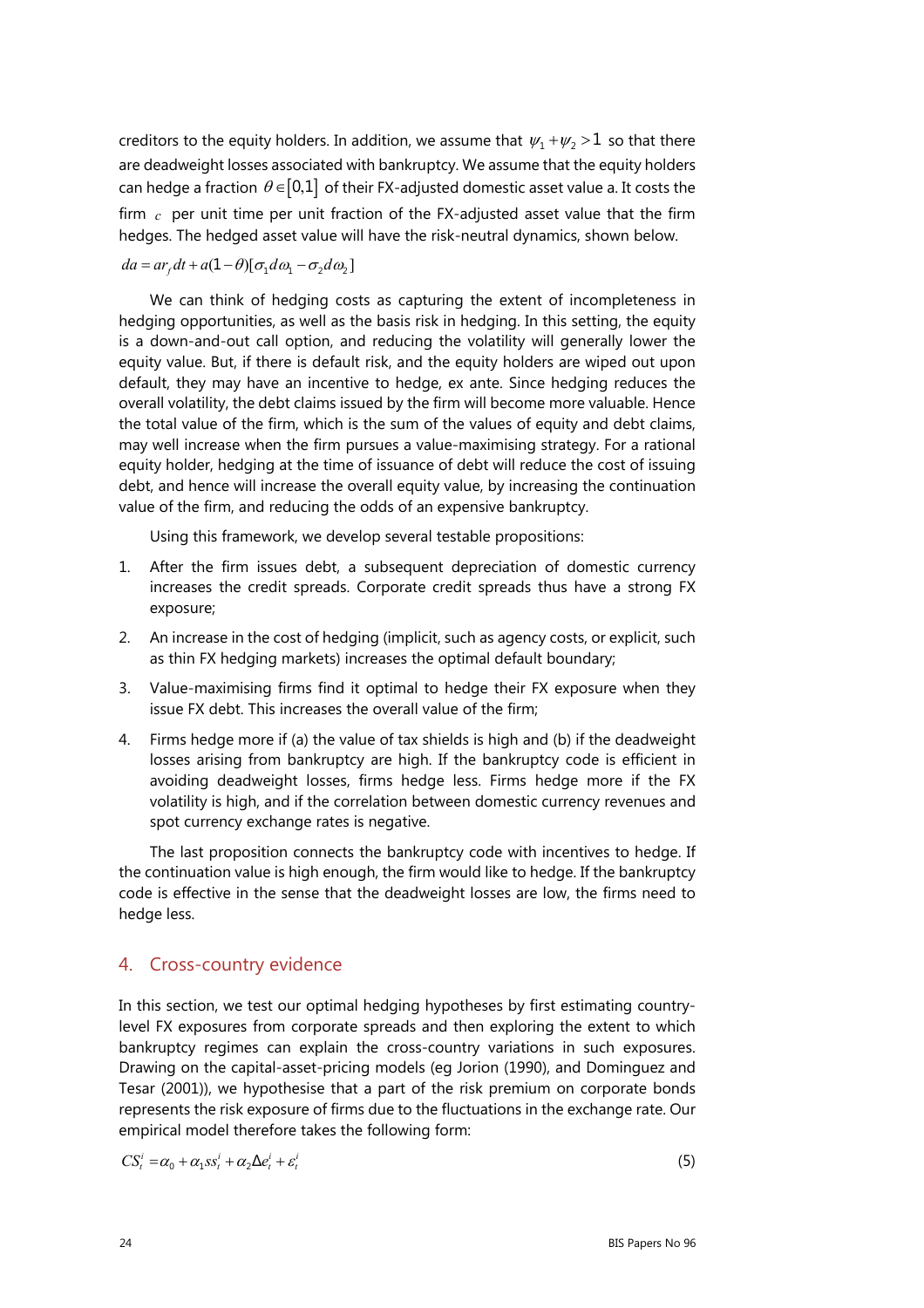creditors to the equity holders. In addition, we assume that $\psi_1 + \psi_2 > 1$ so that there are deadweight losses associated with bankruptcy. We assume that the equity holders can hedge a fraction $\theta \in [0,1]$ of their FX-adjusted domestic asset value a. It costs the firm $c$ per unit time per unit fraction of the FX-adjusted asset value that the firm hedges. The hedged asset value will have the risk-neutral dynamics, shown below.

$$da = ar_f dt + a(1-\theta)[\sigma_1 d\omega_1 - \sigma_2 d\omega_2]$$

We can think of hedging costs as capturing the extent of incompleteness in hedging opportunities, as well as the basis risk in hedging. In this setting, the equity is a down-and-out call option, and reducing the volatility will generally lower the equity value. But, if there is default risk, and the equity holders are wiped out upon default, they may have an incentive to hedge, ex ante. Since hedging reduces the overall volatility, the debt claims issued by the firm will become more valuable. Hence the total value of the firm, which is the sum of the values of equity and debt claims, may well increase when the firm pursues a value-maximising strategy. For a rational equity holder, hedging at the time of issuance of debt will reduce the cost of issuing debt, and hence will increase the overall equity value, by increasing the continuation value of the firm, and reducing the odds of an expensive bankruptcy.

Using this framework, we develop several testable propositions:

1. After the firm issues debt, a subsequent depreciation of domestic currency increases the credit spreads. Corporate credit spreads thus have a strong FX exposure;
2. An increase in the cost of hedging (implicit, such as agency costs, or explicit, such as thin FX hedging markets) increases the optimal default boundary;
3. Value-maximising firms find it optimal to hedge their FX exposure when they issue FX debt. This increases the overall value of the firm;
4. Firms hedge more if (a) the value of tax shields is high and (b) if the deadweight losses arising from bankruptcy are high. If the bankruptcy code is efficient in avoiding deadweight losses, firms hedge less. Firms hedge more if the FX volatility is high, and if the correlation between domestic currency revenues and spot currency exchange rates is negative.

The last proposition connects the bankruptcy code with incentives to hedge. If the continuation value is high enough, the firm would like to hedge. If the bankruptcy code is effective in the sense that the deadweight losses are low, the firms need to hedge less.

## 4. Cross-country evidence

In this section, we test our optimal hedging hypotheses by first estimating country-level FX exposures from corporate spreads and then exploring the extent to which bankruptcy regimes can explain the cross-country variations in such exposures. Drawing on the capital-asset-pricing models (eg Jorion (1990), and Dominguez and Tesar (2001)), we hypothesise that a part of the risk premium on corporate bonds represents the risk exposure of firms due to the fluctuations in the exchange rate. Our empirical model therefore takes the following form:

$$CS_t^i = \alpha_0 + \alpha_1 ss_t^i + \alpha_2 \Delta e_t^i + \varepsilon_t^i \tag{5}$$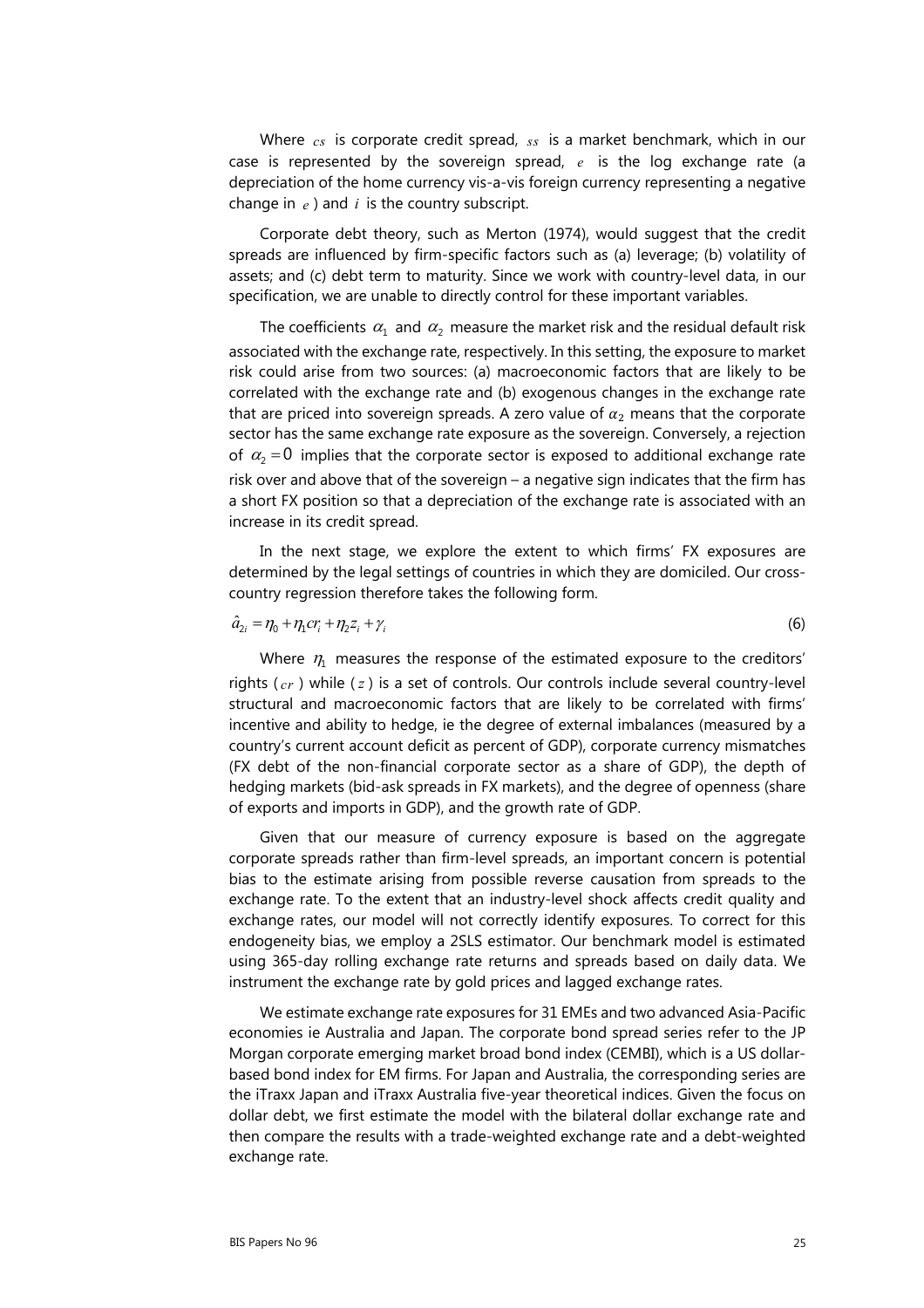Where $cs$ is corporate credit spread, $ss$ is a market benchmark, which in our case is represented by the sovereign spread, $e$ is the log exchange rate (a depreciation of the home currency vis-a-vis foreign currency representing a negative change in $e$) and $i$ is the country subscript.

Corporate debt theory, such as Merton (1974), would suggest that the credit spreads are influenced by firm-specific factors such as (a) leverage; (b) volatility of assets; and (c) debt term to maturity. Since we work with country-level data, in our specification, we are unable to directly control for these important variables.

The coefficients $\alpha_1$ and $\alpha_2$ measure the market risk and the residual default risk associated with the exchange rate, respectively. In this setting, the exposure to market risk could arise from two sources: (a) macroeconomic factors that are likely to be correlated with the exchange rate and (b) exogenous changes in the exchange rate that are priced into sovereign spreads. A zero value of $\alpha_2$ means that the corporate sector has the same exchange rate exposure as the sovereign. Conversely, a rejection of $\alpha_2 = 0$ implies that the corporate sector is exposed to additional exchange rate risk over and above that of the sovereign – a negative sign indicates that the firm has a short FX position so that a depreciation of the exchange rate is associated with an increase in its credit spread.

In the next stage, we explore the extent to which firms' FX exposures are determined by the legal settings of countries in which they are domiciled. Our cross-country regression therefore takes the following form.

$$\hat{a}_{2i} = \eta_0 + \eta_1 cr_i + \eta_2 z_i + \gamma_i \tag{6}$$

Where $\eta_1$ measures the response of the estimated exposure to the creditors' rights ($cr$) while ($z$) is a set of controls. Our controls include several country-level structural and macroeconomic factors that are likely to be correlated with firms' incentive and ability to hedge, ie the degree of external imbalances (measured by a country's current account deficit as percent of GDP), corporate currency mismatches (FX debt of the non-financial corporate sector as a share of GDP), the depth of hedging markets (bid-ask spreads in FX markets), and the degree of openness (share of exports and imports in GDP), and the growth rate of GDP.

Given that our measure of currency exposure is based on the aggregate corporate spreads rather than firm-level spreads, an important concern is potential bias to the estimate arising from possible reverse causation from spreads to the exchange rate. To the extent that an industry-level shock affects credit quality and exchange rates, our model will not correctly identify exposures. To correct for this endogeneity bias, we employ a 2SLS estimator. Our benchmark model is estimated using 365-day rolling exchange rate returns and spreads based on daily data. We instrument the exchange rate by gold prices and lagged exchange rates.

We estimate exchange rate exposures for 31 EMEs and two advanced Asia-Pacific economies ie Australia and Japan. The corporate bond spread series refer to the JP Morgan corporate emerging market broad bond index (CEMBI), which is a US dollar-based bond index for EM firms. For Japan and Australia, the corresponding series are the iTraxx Japan and iTraxx Australia five-year theoretical indices. Given the focus on dollar debt, we first estimate the model with the bilateral dollar exchange rate and then compare the results with a trade-weighted exchange rate and a debt-weighted exchange rate.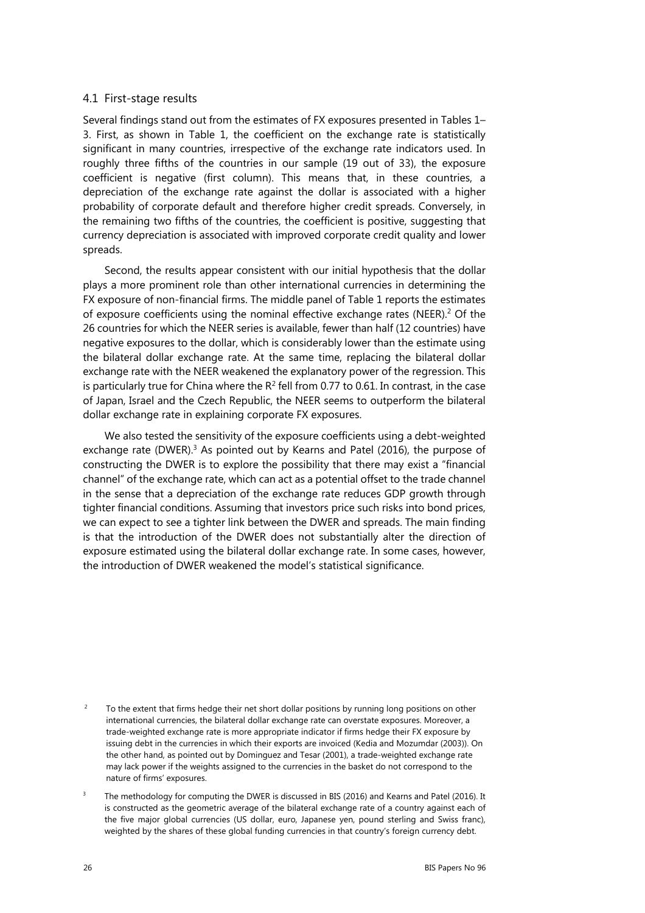### 4.1 First-stage results

Several findings stand out from the estimates of FX exposures presented in Tables 1–3. First, as shown in Table 1, the coefficient on the exchange rate is statistically significant in many countries, irrespective of the exchange rate indicators used. In roughly three fifths of the countries in our sample (19 out of 33), the exposure coefficient is negative (first column). This means that, in these countries, a depreciation of the exchange rate against the dollar is associated with a higher probability of corporate default and therefore higher credit spreads. Conversely, in the remaining two fifths of the countries, the coefficient is positive, suggesting that currency depreciation is associated with improved corporate credit quality and lower spreads.

Second, the results appear consistent with our initial hypothesis that the dollar plays a more prominent role than other international currencies in determining the FX exposure of non-financial firms. The middle panel of Table 1 reports the estimates of exposure coefficients using the nominal effective exchange rates (NEER).[2] Of the 26 countries for which the NEER series is available, fewer than half (12 countries) have negative exposures to the dollar, which is considerably lower than the estimate using the bilateral dollar exchange rate. At the same time, replacing the bilateral dollar exchange rate with the NEER weakened the explanatory power of the regression. This is particularly true for China where the $R^2$ fell from 0.77 to 0.61. In contrast, in the case of Japan, Israel and the Czech Republic, the NEER seems to outperform the bilateral dollar exchange rate in explaining corporate FX exposures.

We also tested the sensitivity of the exposure coefficients using a debt-weighted exchange rate (DWER).[3] As pointed out by Kearns and Patel (2016), the purpose of constructing the DWER is to explore the possibility that there may exist a "financial channel" of the exchange rate, which can act as a potential offset to the trade channel in the sense that a depreciation of the exchange rate reduces GDP growth through tighter financial conditions. Assuming that investors price such risks into bond prices, we can expect to see a tighter link between the DWER and spreads. The main finding is that the introduction of the DWER does not substantially alter the direction of exposure estimated using the bilateral dollar exchange rate. In some cases, however, the introduction of DWER weakened the model's statistical significance.

[2] To the extent that firms hedge their net short dollar positions by running long positions on other international currencies, the bilateral dollar exchange rate can overstate exposures. Moreover, a trade-weighted exchange rate is more appropriate indicator if firms hedge their FX exposure by issuing debt in the currencies in which their exports are invoiced (Kedia and Mozumdar (2003)). On the other hand, as pointed out by Dominguez and Tesar (2001), a trade-weighted exchange rate may lack power if the weights assigned to the currencies in the basket do not correspond to the nature of firms' exposures.

[3] The methodology for computing the DWER is discussed in BIS (2016) and Kearns and Patel (2016). It is constructed as the geometric average of the bilateral exchange rate of a country against each of the five major global currencies (US dollar, euro, Japanese yen, pound sterling and Swiss franc), weighted by the shares of these global funding currencies in that country's foreign currency debt.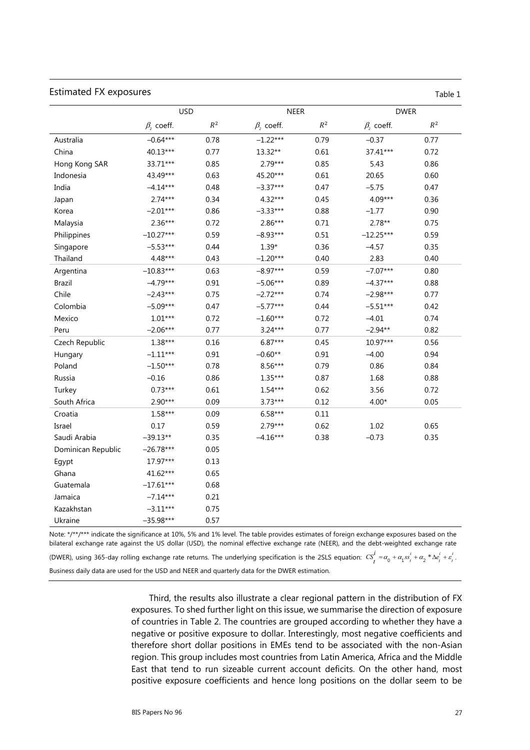## Estimated FX exposures

Table 1

| | USD | | NEER | | DWER | |
|---|---|---|---|---|---|---|
| | $\beta_2$ coeff. | $R^2$ | $\beta_2$ coeff. | $R^2$ | $\beta_2$ coeff. | $R^2$ |
| Australia | –0.64*** | 0.78 | –1.22*** | 0.79 | –0.37 | 0.77 |
| China | 40.13*** | 0.77 | 13.32** | 0.61 | 37.41*** | 0.72 |
| Hong Kong SAR | 33.71*** | 0.85 | 2.79*** | 0.85 | 5.43 | 0.86 |
| Indonesia | 43.49*** | 0.63 | 45.20*** | 0.61 | 20.65 | 0.60 |
| India | –4.14*** | 0.48 | –3.37*** | 0.47 | –5.75 | 0.47 |
| Japan | 2.74*** | 0.34 | 4.32*** | 0.45 | 4.09*** | 0.36 |
| Korea | –2.01*** | 0.86 | –3.33*** | 0.88 | –1.77 | 0.90 |
| Malaysia | 2.36*** | 0.72 | 2.86*** | 0.71 | 2.78** | 0.75 |
| Philippines | –10.27*** | 0.59 | –8.93*** | 0.51 | –12.25*** | 0.59 |
| Singapore | –5.53*** | 0.44 | 1.39* | 0.36 | –4.57 | 0.35 |
| Thailand | 4.48*** | 0.43 | –1.20*** | 0.40 | 2.83 | 0.40 |
| Argentina | –10.83*** | 0.63 | –8.97*** | 0.59 | –7.07*** | 0.80 |
| Brazil | –4.79*** | 0.91 | –5.06*** | 0.89 | –4.37*** | 0.88 |
| Chile | –2.43*** | 0.75 | –2.72*** | 0.74 | –2.98*** | 0.77 |
| Colombia | –5.09*** | 0.47 | –5.77*** | 0.44 | –5.51*** | 0.42 |
| Mexico | 1.01*** | 0.72 | –1.60*** | 0.72 | –4.01 | 0.74 |
| Peru | –2.06*** | 0.77 | 3.24*** | 0.77 | –2.94** | 0.82 |
| Czech Republic | 1.38*** | 0.16 | 6.87*** | 0.45 | 10.97*** | 0.56 |
| Hungary | –1.11*** | 0.91 | –0.60** | 0.91 | –4.00 | 0.94 |
| Poland | –1.50*** | 0.78 | 8.56*** | 0.79 | 0.86 | 0.84 |
| Russia | –0.16 | 0.86 | 1.35*** | 0.87 | 1.68 | 0.88 |
| Turkey | 0.73*** | 0.61 | 1.54*** | 0.62 | 3.56 | 0.72 |
| South Africa | 2.90*** | 0.09 | 3.73*** | 0.12 | 4.00* | 0.05 |
| Croatia | 1.58*** | 0.09 | 6.58*** | 0.11 | | |
| Israel | 0.17 | 0.59 | 2.79*** | 0.62 | 1.02 | 0.65 |
| Saudi Arabia | –39.13** | 0.35 | –4.16*** | 0.38 | –0.73 | 0.35 |
| Dominican Republic | –26.78*** | 0.05 | | | | |
| Egypt | 17.97*** | 0.13 | | | | |
| Ghana | 41.62*** | 0.65 | | | | |
| Guatemala | –17.61*** | 0.68 | | | | |
| Jamaica | –7.14*** | 0.21 | | | | |
| Kazakhstan | –3.11*** | 0.75 | | | | |
| Ukraine | –35.98*** | 0.57 | | | | |

Note: */**/*** indicate the significance at 10%, 5% and 1% level. The table provides estimates of foreign exchange exposures based on the bilateral exchange rate against the US dollar (USD), the nominal effective exchange rate (NEER), and the debt-weighted exchange rate (DWER), using 365-day rolling exchange rate returns. The underlying specification is the 2SLS equation: $CS_t^i = \alpha_0 + \alpha_1 ss_t^i + \alpha_2 * \Delta e_t^i + \varepsilon_t^i$. Business daily data are used for the USD and NEER and quarterly data for the DWER estimation.

Third, the results also illustrate a clear regional pattern in the distribution of FX exposures. To shed further light on this issue, we summarise the direction of exposure of countries in Table 2. The countries are grouped according to whether they have a negative or positive exposure to dollar. Interestingly, most negative coefficients and therefore short dollar positions in EMEs tend to be associated with the non-Asian region. This group includes most countries from Latin America, Africa and the Middle East that tend to run sizeable current account deficits. On the other hand, most positive exposure coefficients and hence long positions on the dollar seem to be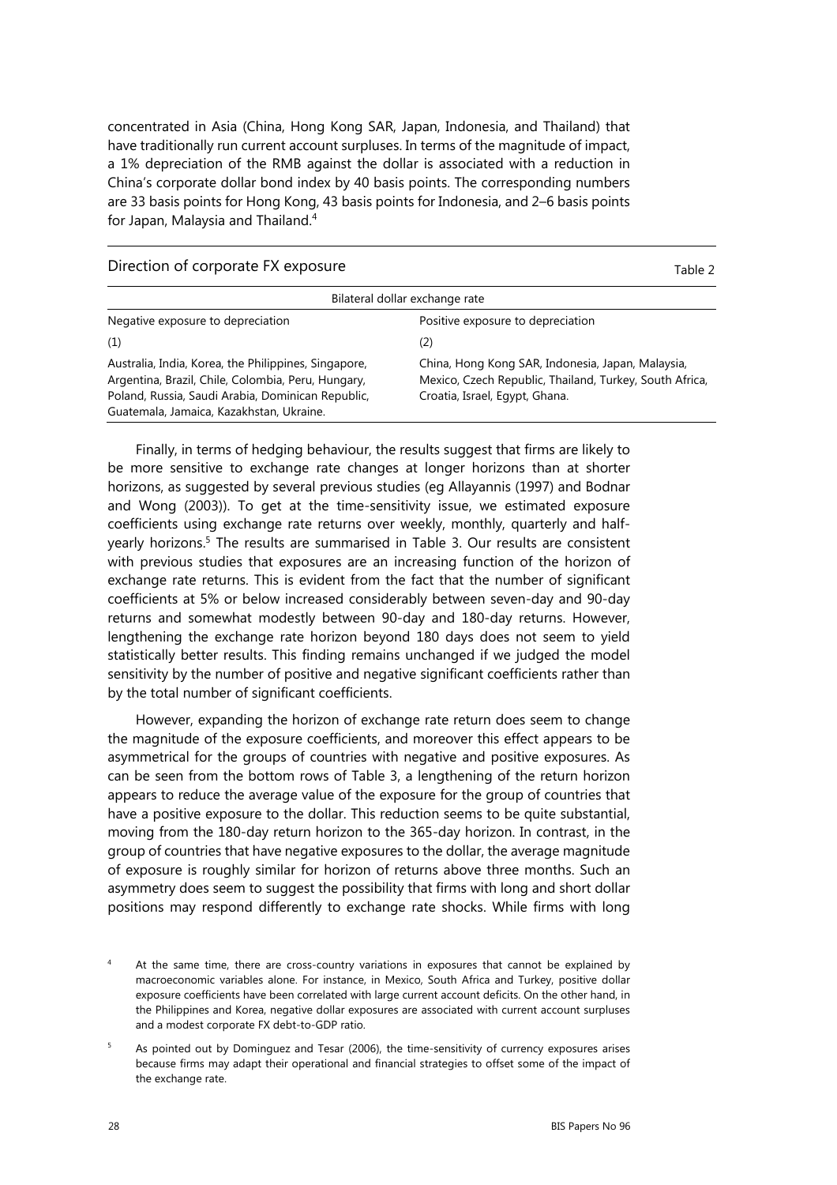concentrated in Asia (China, Hong Kong SAR, Japan, Indonesia, and Thailand) that have traditionally run current account surpluses. In terms of the magnitude of impact, a 1% depreciation of the RMB against the dollar is associated with a reduction in China's corporate dollar bond index by 40 basis points. The corresponding numbers are 33 basis points for Hong Kong, 43 basis points for Indonesia, and 2–6 basis points for Japan, Malaysia and Thailand.[4]

Direction of corporate FX exposure — Table 2

| Bilateral dollar exchange rate | |
|---|---|
| Negative exposure to depreciation | Positive exposure to depreciation |
| (1) | (2) |
| Australia, India, Korea, the Philippines, Singapore, Argentina, Brazil, Chile, Colombia, Peru, Hungary, Poland, Russia, Saudi Arabia, Dominican Republic, Guatemala, Jamaica, Kazakhstan, Ukraine. | China, Hong Kong SAR, Indonesia, Japan, Malaysia, Mexico, Czech Republic, Thailand, Turkey, South Africa, Croatia, Israel, Egypt, Ghana. |

Finally, in terms of hedging behaviour, the results suggest that firms are likely to be more sensitive to exchange rate changes at longer horizons than at shorter horizons, as suggested by several previous studies (eg Allayannis (1997) and Bodnar and Wong (2003)). To get at the time-sensitivity issue, we estimated exposure coefficients using exchange rate returns over weekly, monthly, quarterly and half-yearly horizons.[5] The results are summarised in Table 3. Our results are consistent with previous studies that exposures are an increasing function of the horizon of exchange rate returns. This is evident from the fact that the number of significant coefficients at 5% or below increased considerably between seven-day and 90-day returns and somewhat modestly between 90-day and 180-day returns. However, lengthening the exchange rate horizon beyond 180 days does not seem to yield statistically better results. This finding remains unchanged if we judged the model sensitivity by the number of positive and negative significant coefficients rather than by the total number of significant coefficients.

However, expanding the horizon of exchange rate return does seem to change the magnitude of the exposure coefficients, and moreover this effect appears to be asymmetrical for the groups of countries with negative and positive exposures. As can be seen from the bottom rows of Table 3, a lengthening of the return horizon appears to reduce the average value of the exposure for the group of countries that have a positive exposure to the dollar. This reduction seems to be quite substantial, moving from the 180-day return horizon to the 365-day horizon. In contrast, in the group of countries that have negative exposures to the dollar, the average magnitude of exposure is roughly similar for horizon of returns above three months. Such an asymmetry does seem to suggest the possibility that firms with long and short dollar positions may respond differently to exchange rate shocks. While firms with long

[4] At the same time, there are cross-country variations in exposures that cannot be explained by macroeconomic variables alone. For instance, in Mexico, South Africa and Turkey, positive dollar exposure coefficients have been correlated with large current account deficits. On the other hand, in the Philippines and Korea, negative dollar exposures are associated with current account surpluses and a modest corporate FX debt-to-GDP ratio.

[5] As pointed out by Dominguez and Tesar (2006), the time-sensitivity of currency exposures arises because firms may adapt their operational and financial strategies to offset some of the impact of the exchange rate.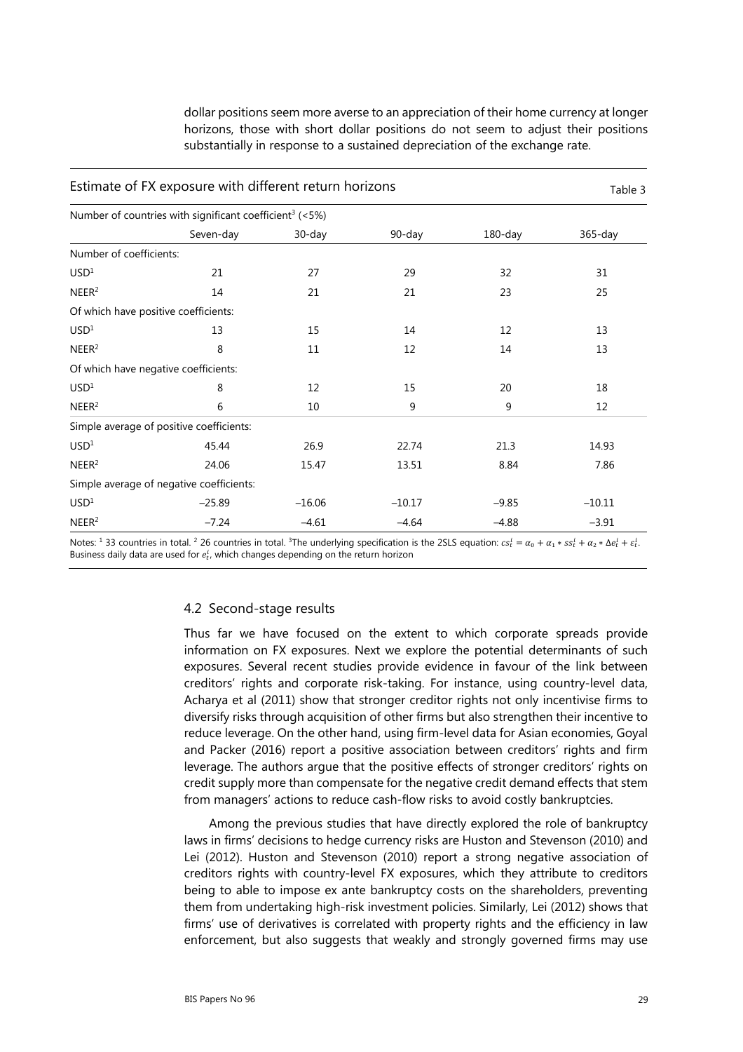dollar positions seem more averse to an appreciation of their home currency at longer horizons, those with short dollar positions do not seem to adjust their positions substantially in response to a sustained depreciation of the exchange rate.

Estimate of FX exposure with different return horizons

Table 3

| Number of countries with significant coefficient[3] (<5%) | | | | | |
|---|---|---|---|---|---|
| | Seven-day | 30-day | 90-day | 180-day | 365-day |
| Number of coefficients: | | | | | |
| USD[1] | 21 | 27 | 29 | 32 | 31 |
| NEER[2] | 14 | 21 | 21 | 23 | 25 |
| Of which have positive coefficients: | | | | | |
| USD[1] | 13 | 15 | 14 | 12 | 13 |
| NEER[2] | 8 | 11 | 12 | 14 | 13 |
| Of which have negative coefficients: | | | | | |
| USD[1] | 8 | 12 | 15 | 20 | 18 |
| NEER[2] | 6 | 10 | 9 | 9 | 12 |
| Simple average of positive coefficients: | | | | | |
| USD[1] | 45.44 | 26.9 | 22.74 | 21.3 | 14.93 |
| NEER[2] | 24.06 | 15.47 | 13.51 | 8.84 | 7.86 |
| Simple average of negative coefficients: | | | | | |
| USD[1] | −25.89 | −16.06 | −10.17 | −9.85 | −10.11 |
| NEER[2] | −7.24 | −4.61 | −4.64 | −4.88 | −3.91 |

Notes: [1] 33 countries in total. [2] 26 countries in total. [3] The underlying specification is the 2SLS equation: $cs_t^i = \alpha_0 + \alpha_1 * ss_t^i + \alpha_2 * \Delta e_t^i + \varepsilon_t^i$. Business daily data are used for $e_t^i$, which changes depending on the return horizon

### 4.2 Second-stage results

Thus far we have focused on the extent to which corporate spreads provide information on FX exposures. Next we explore the potential determinants of such exposures. Several recent studies provide evidence in favour of the link between creditors' rights and corporate risk-taking. For instance, using country-level data, Acharya et al (2011) show that stronger creditor rights not only incentivise firms to diversify risks through acquisition of other firms but also strengthen their incentive to reduce leverage. On the other hand, using firm-level data for Asian economies, Goyal and Packer (2016) report a positive association between creditors' rights and firm leverage. The authors argue that the positive effects of stronger creditors' rights on credit supply more than compensate for the negative credit demand effects that stem from managers' actions to reduce cash-flow risks to avoid costly bankruptcies.

Among the previous studies that have directly explored the role of bankruptcy laws in firms' decisions to hedge currency risks are Huston and Stevenson (2010) and Lei (2012). Huston and Stevenson (2010) report a strong negative association of creditors rights with country-level FX exposures, which they attribute to creditors being to able to impose ex ante bankruptcy costs on the shareholders, preventing them from undertaking high-risk investment policies. Similarly, Lei (2012) shows that firms' use of derivatives is correlated with property rights and the efficiency in law enforcement, but also suggests that weakly and strongly governed firms may use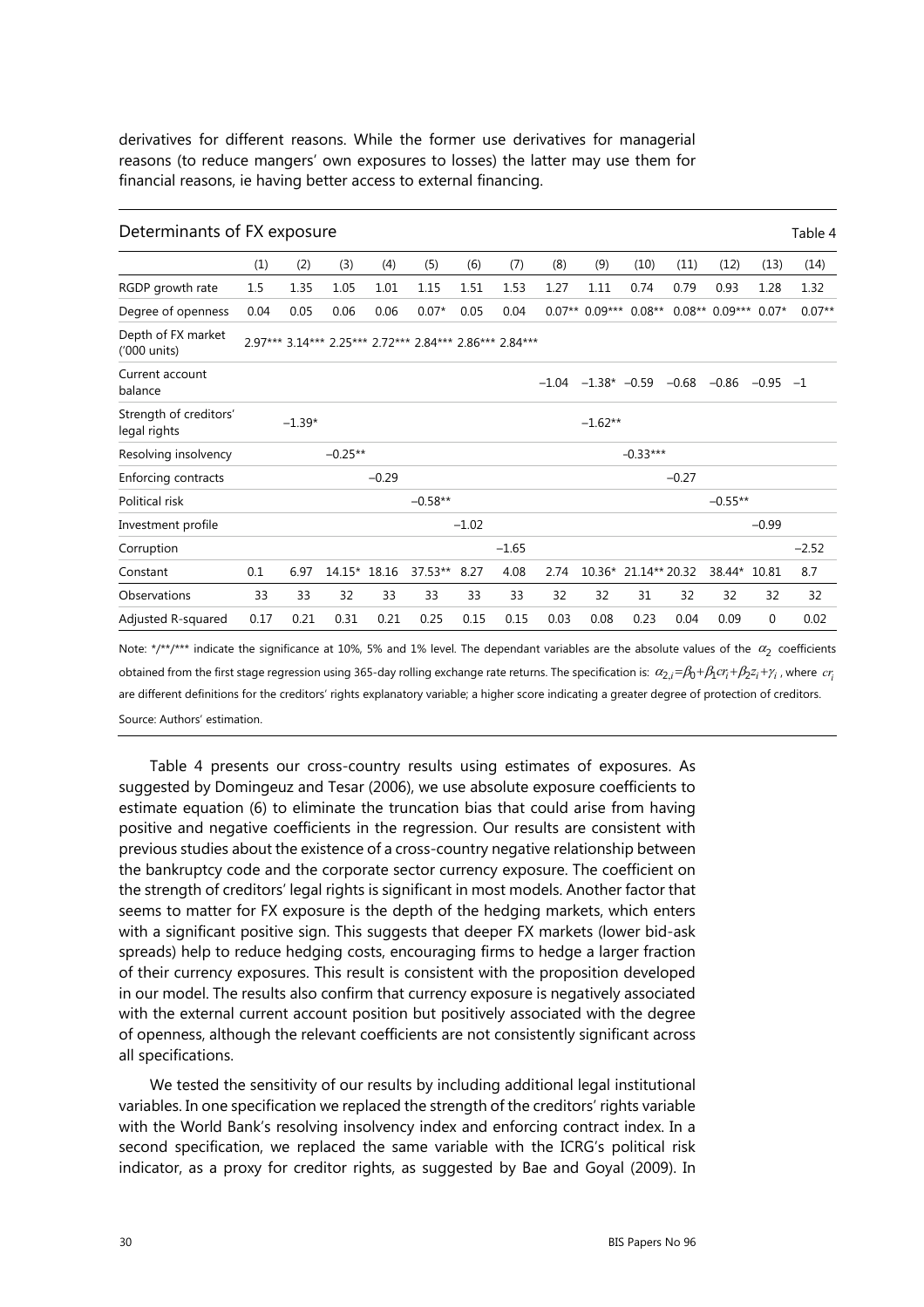derivatives for different reasons. While the former use derivatives for managerial reasons (to reduce mangers' own exposures to losses) the latter may use them for financial reasons, ie having better access to external financing.

Determinants of FX exposure — Table 4

| | (1) | (2) | (3) | (4) | (5) | (6) | (7) | (8) | (9) | (10) | (11) | (12) | (13) | (14) |
|---|---|---|---|---|---|---|---|---|---|---|---|---|---|---|
| RGDP growth rate | 1.5 | 1.35 | 1.05 | 1.01 | 1.15 | 1.51 | 1.53 | 1.27 | 1.11 | 0.74 | 0.79 | 0.93 | 1.28 | 1.32 |
| Degree of openness | 0.04 | 0.05 | 0.06 | 0.06 | 0.07* | 0.05 | 0.04 | 0.07** | 0.09*** | 0.08** | 0.08** | 0.09*** | 0.07* | 0.07** |
| Depth of FX market ('000 units) | | 2.97*** | 3.14*** | 2.25*** | 2.72*** | 2.84*** | 2.86*** | 2.84*** | | | | | | |
| Current account balance | | | | | | | | –1.04 | –1.38* | –0.59 | –0.68 | –0.86 | –0.95 | –1 |
| Strength of creditors' legal rights | | –1.39* | | | | | | | –1.62** | | | | | |
| Resolving insolvency | | | –0.25** | | | | | | | –0.33*** | | | | |
| Enforcing contracts | | | | –0.29 | | | | | | | –0.27 | | | |
| Political risk | | | | | –0.58** | | | | | | | –0.55** | | |
| Investment profile | | | | | | –1.02 | | | | | | | –0.99 | |
| Corruption | | | | | | | –1.65 | | | | | | | –2.52 |
| Constant | 0.1 | 6.97 | 14.15* | 18.16 | 37.53** | 8.27 | 4.08 | 2.74 | 10.36* | 21.14** | 20.32 | 38.44* | 10.81 | 8.7 |
| Observations | 33 | 33 | 32 | 33 | 33 | 33 | 33 | 32 | 32 | 31 | 32 | 32 | 32 | 32 |
| Adjusted R-squared | 0.17 | 0.21 | 0.31 | 0.21 | 0.25 | 0.15 | 0.15 | 0.03 | 0.08 | 0.23 | 0.04 | 0.09 | 0 | 0.02 |

Note: \*/\*\*/\*\*\* indicate the significance at 10%, 5% and 1% level. The dependant variables are the absolute values of the $\alpha_2$ coefficients obtained from the first stage regression using 365-day rolling exchange rate returns. The specification is: $\alpha_{2,i}=\beta_0+\beta_1 cr_i+\beta_2 z_i+\gamma_i$, where $cr_i$ are different definitions for the creditors' rights explanatory variable; a higher score indicating a greater degree of protection of creditors.

Source: Authors' estimation.

Table 4 presents our cross-country results using estimates of exposures. As suggested by Domingeuz and Tesar (2006), we use absolute exposure coefficients to estimate equation (6) to eliminate the truncation bias that could arise from having positive and negative coefficients in the regression. Our results are consistent with previous studies about the existence of a cross-country negative relationship between the bankruptcy code and the corporate sector currency exposure. The coefficient on the strength of creditors' legal rights is significant in most models. Another factor that seems to matter for FX exposure is the depth of the hedging markets, which enters with a significant positive sign. This suggests that deeper FX markets (lower bid-ask spreads) help to reduce hedging costs, encouraging firms to hedge a larger fraction of their currency exposures. This result is consistent with the proposition developed in our model. The results also confirm that currency exposure is negatively associated with the external current account position but positively associated with the degree of openness, although the relevant coefficients are not consistently significant across all specifications.

We tested the sensitivity of our results by including additional legal institutional variables. In one specification we replaced the strength of the creditors' rights variable with the World Bank's resolving insolvency index and enforcing contract index. In a second specification, we replaced the same variable with the ICRG's political risk indicator, as a proxy for creditor rights, as suggested by Bae and Goyal (2009). In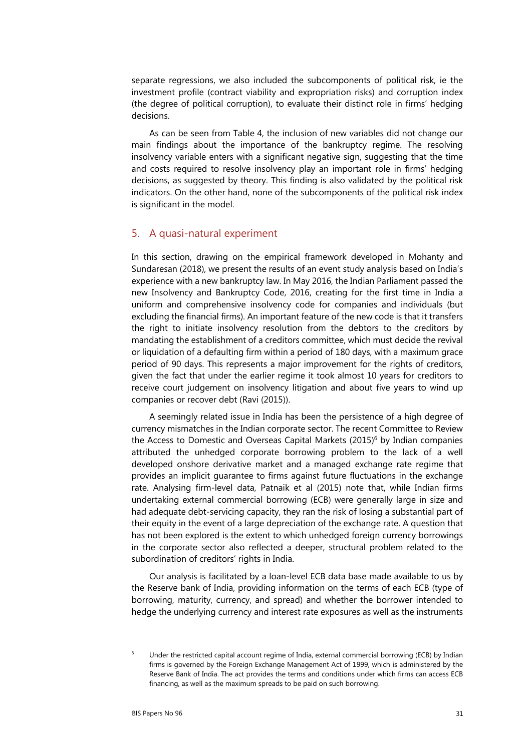separate regressions, we also included the subcomponents of political risk, ie the investment profile (contract viability and expropriation risks) and corruption index (the degree of political corruption), to evaluate their distinct role in firms' hedging decisions.

As can be seen from Table 4, the inclusion of new variables did not change our main findings about the importance of the bankruptcy regime. The resolving insolvency variable enters with a significant negative sign, suggesting that the time and costs required to resolve insolvency play an important role in firms' hedging decisions, as suggested by theory. This finding is also validated by the political risk indicators. On the other hand, none of the subcomponents of the political risk index is significant in the model.

## 5. A quasi-natural experiment

In this section, drawing on the empirical framework developed in Mohanty and Sundaresan (2018), we present the results of an event study analysis based on India's experience with a new bankruptcy law. In May 2016, the Indian Parliament passed the new Insolvency and Bankruptcy Code, 2016, creating for the first time in India a uniform and comprehensive insolvency code for companies and individuals (but excluding the financial firms). An important feature of the new code is that it transfers the right to initiate insolvency resolution from the debtors to the creditors by mandating the establishment of a creditors committee, which must decide the revival or liquidation of a defaulting firm within a period of 180 days, with a maximum grace period of 90 days. This represents a major improvement for the rights of creditors, given the fact that under the earlier regime it took almost 10 years for creditors to receive court judgement on insolvency litigation and about five years to wind up companies or recover debt (Ravi (2015)).

A seemingly related issue in India has been the persistence of a high degree of currency mismatches in the Indian corporate sector. The recent Committee to Review the Access to Domestic and Overseas Capital Markets (2015)[6] by Indian companies attributed the unhedged corporate borrowing problem to the lack of a well developed onshore derivative market and a managed exchange rate regime that provides an implicit guarantee to firms against future fluctuations in the exchange rate. Analysing firm-level data, Patnaik et al (2015) note that, while Indian firms undertaking external commercial borrowing (ECB) were generally large in size and had adequate debt-servicing capacity, they ran the risk of losing a substantial part of their equity in the event of a large depreciation of the exchange rate. A question that has not been explored is the extent to which unhedged foreign currency borrowings in the corporate sector also reflected a deeper, structural problem related to the subordination of creditors' rights in India.

Our analysis is facilitated by a loan-level ECB data base made available to us by the Reserve bank of India, providing information on the terms of each ECB (type of borrowing, maturity, currency, and spread) and whether the borrower intended to hedge the underlying currency and interest rate exposures as well as the instruments

[6] Under the restricted capital account regime of India, external commercial borrowing (ECB) by Indian firms is governed by the Foreign Exchange Management Act of 1999, which is administered by the Reserve Bank of India. The act provides the terms and conditions under which firms can access ECB financing, as well as the maximum spreads to be paid on such borrowing.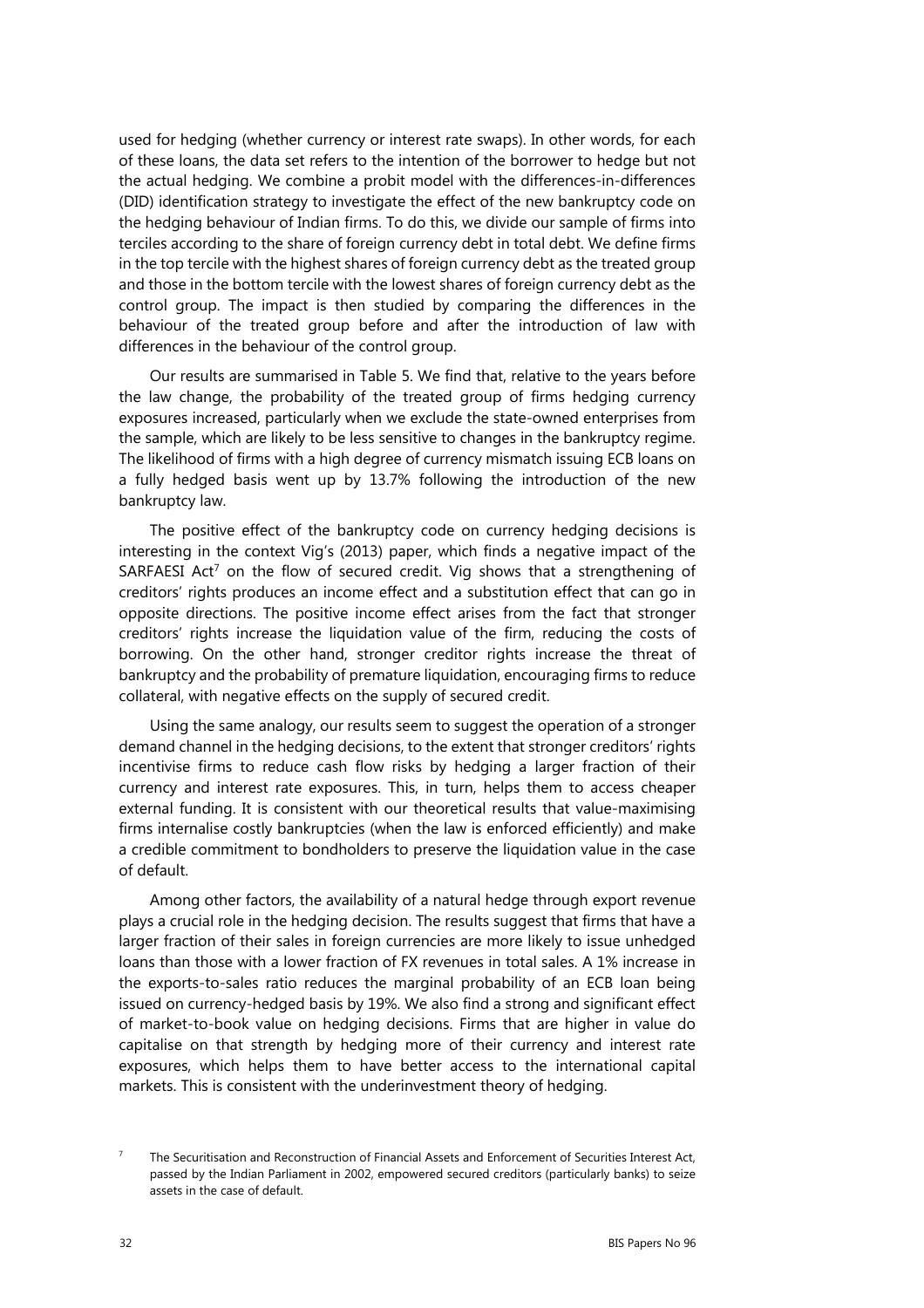used for hedging (whether currency or interest rate swaps). In other words, for each of these loans, the data set refers to the intention of the borrower to hedge but not the actual hedging. We combine a probit model with the differences-in-differences (DID) identification strategy to investigate the effect of the new bankruptcy code on the hedging behaviour of Indian firms. To do this, we divide our sample of firms into terciles according to the share of foreign currency debt in total debt. We define firms in the top tercile with the highest shares of foreign currency debt as the treated group and those in the bottom tercile with the lowest shares of foreign currency debt as the control group. The impact is then studied by comparing the differences in the behaviour of the treated group before and after the introduction of law with differences in the behaviour of the control group.

Our results are summarised in Table 5. We find that, relative to the years before the law change, the probability of the treated group of firms hedging currency exposures increased, particularly when we exclude the state-owned enterprises from the sample, which are likely to be less sensitive to changes in the bankruptcy regime. The likelihood of firms with a high degree of currency mismatch issuing ECB loans on a fully hedged basis went up by 13.7% following the introduction of the new bankruptcy law.

The positive effect of the bankruptcy code on currency hedging decisions is interesting in the context Vig's (2013) paper, which finds a negative impact of the SARFAESI Act[7] on the flow of secured credit. Vig shows that a strengthening of creditors' rights produces an income effect and a substitution effect that can go in opposite directions. The positive income effect arises from the fact that stronger creditors' rights increase the liquidation value of the firm, reducing the costs of borrowing. On the other hand, stronger creditor rights increase the threat of bankruptcy and the probability of premature liquidation, encouraging firms to reduce collateral, with negative effects on the supply of secured credit.

Using the same analogy, our results seem to suggest the operation of a stronger demand channel in the hedging decisions, to the extent that stronger creditors' rights incentivise firms to reduce cash flow risks by hedging a larger fraction of their currency and interest rate exposures. This, in turn, helps them to access cheaper external funding. It is consistent with our theoretical results that value-maximising firms internalise costly bankruptcies (when the law is enforced efficiently) and make a credible commitment to bondholders to preserve the liquidation value in the case of default.

Among other factors, the availability of a natural hedge through export revenue plays a crucial role in the hedging decision. The results suggest that firms that have a larger fraction of their sales in foreign currencies are more likely to issue unhedged loans than those with a lower fraction of FX revenues in total sales. A 1% increase in the exports-to-sales ratio reduces the marginal probability of an ECB loan being issued on currency-hedged basis by 19%. We also find a strong and significant effect of market-to-book value on hedging decisions. Firms that are higher in value do capitalise on that strength by hedging more of their currency and interest rate exposures, which helps them to have better access to the international capital markets. This is consistent with the underinvestment theory of hedging.

[7] The Securitisation and Reconstruction of Financial Assets and Enforcement of Securities Interest Act, passed by the Indian Parliament in 2002, empowered secured creditors (particularly banks) to seize assets in the case of default.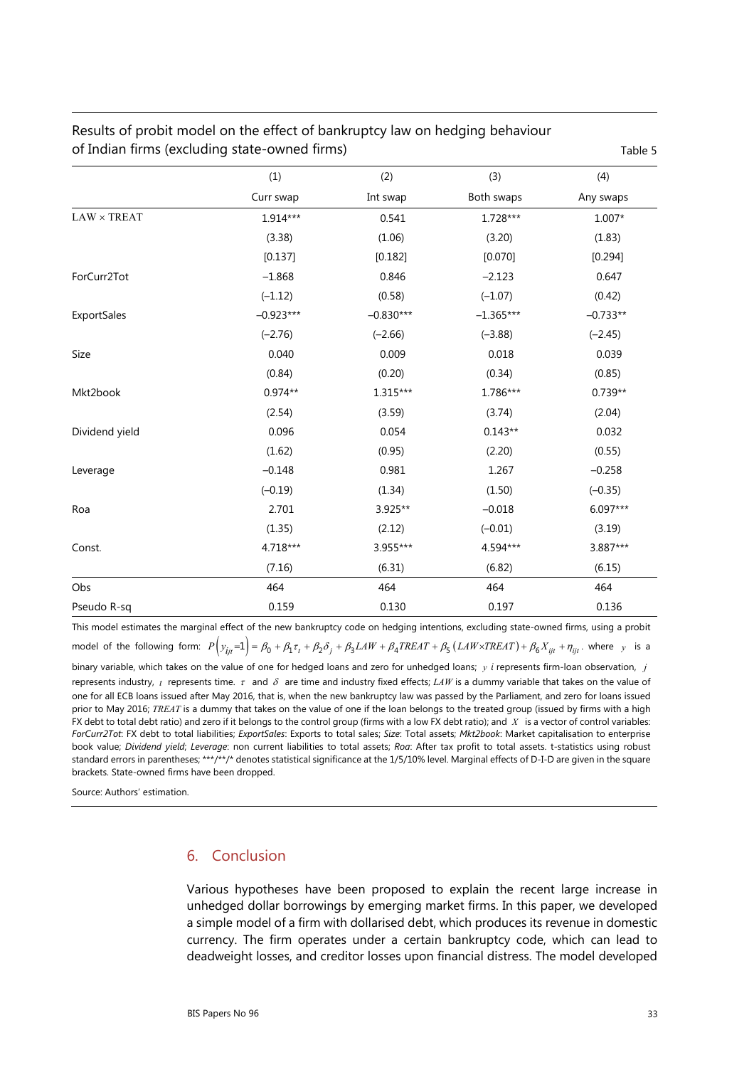Results of probit model on the effect of bankruptcy law on hedging behaviour of Indian firms (excluding state-owned firms)

Table 5

| | (1) | (2) | (3) | (4) |
|---|---|---|---|---|
| | Curr swap | Int swap | Both swaps | Any swaps |
| LAW × TREAT | 1.914*** | 0.541 | 1.728*** | 1.007* |
| | (3.38) | (1.06) | (3.20) | (1.83) |
| | [0.137] | [0.182] | [0.070] | [0.294] |
| ForCurr2Tot | −1.868 | 0.846 | −2.123 | 0.647 |
| | (−1.12) | (0.58) | (−1.07) | (0.42) |
| ExportSales | −0.923*** | −0.830*** | −1.365*** | −0.733** |
| | (−2.76) | (−2.66) | (−3.88) | (−2.45) |
| Size | 0.040 | 0.009 | 0.018 | 0.039 |
| | (0.84) | (0.20) | (0.34) | (0.85) |
| Mkt2book | 0.974** | 1.315*** | 1.786*** | 0.739** |
| | (2.54) | (3.59) | (3.74) | (2.04) |
| Dividend yield | 0.096 | 0.054 | 0.143** | 0.032 |
| | (1.62) | (0.95) | (2.20) | (0.55) |
| Leverage | −0.148 | 0.981 | 1.267 | −0.258 |
| | (−0.19) | (1.34) | (1.50) | (−0.35) |
| Roa | 2.701 | 3.925** | −0.018 | 6.097*** |
| | (1.35) | (2.12) | (−0.01) | (3.19) |
| Const. | 4.718*** | 3.955*** | 4.594*** | 3.887*** |
| | (7.16) | (6.31) | (6.82) | (6.15) |
| Obs | 464 | 464 | 464 | 464 |
| Pseudo R-sq | 0.159 | 0.130 | 0.197 | 0.136 |

This model estimates the marginal effect of the new bankruptcy code on hedging intentions, excluding state-owned firms, using a probit model of the following form: $P\left(y_{ijt}=1\right)=\beta_0+\beta_1\tau_t+\beta_2\delta_j+\beta_3 LAW+\beta_4 TREAT+\beta_5\left(LAW\times TREAT\right)+\beta_6 X_{ijt}+\eta_{ijt}$. where $y$ is a binary variable, which takes on the value of one for hedged loans and zero for unhedged loans; $y$ $i$ represents firm-loan observation, $j$ represents industry, $t$ represents time. $\tau$ and $\delta$ are time and industry fixed effects; $LAW$ is a dummy variable that takes on the value of one for all ECB loans issued after May 2016, that is, when the new bankruptcy law was passed by the Parliament, and zero for loans issued prior to May 2016; $TREAT$ is a dummy that takes on the value of one if the loan belongs to the treated group (issued by firms with a high FX debt to total debt ratio) and zero if it belongs to the control group (firms with a low FX debt ratio); and $X$ is a vector of control variables: *ForCurr2Tot*: FX debt to total liabilities; *ExportSales*: Exports to total sales; *Size*: Total assets; *Mkt2book*: Market capitalisation to enterprise book value; *Dividend yield*; *Leverage*: non current liabilities to total assets; *Roa*: After tax profit to total assets. t-statistics using robust standard errors in parentheses; ***/**/* denotes statistical significance at the 1/5/10% level. Marginal effects of D-I-D are given in the square brackets. State-owned firms have been dropped.

Source: Authors' estimation.

## 6. Conclusion

Various hypotheses have been proposed to explain the recent large increase in unhedged dollar borrowings by emerging market firms. In this paper, we developed a simple model of a firm with dollarised debt, which produces its revenue in domestic currency. The firm operates under a certain bankruptcy code, which can lead to deadweight losses, and creditor losses upon financial distress. The model developed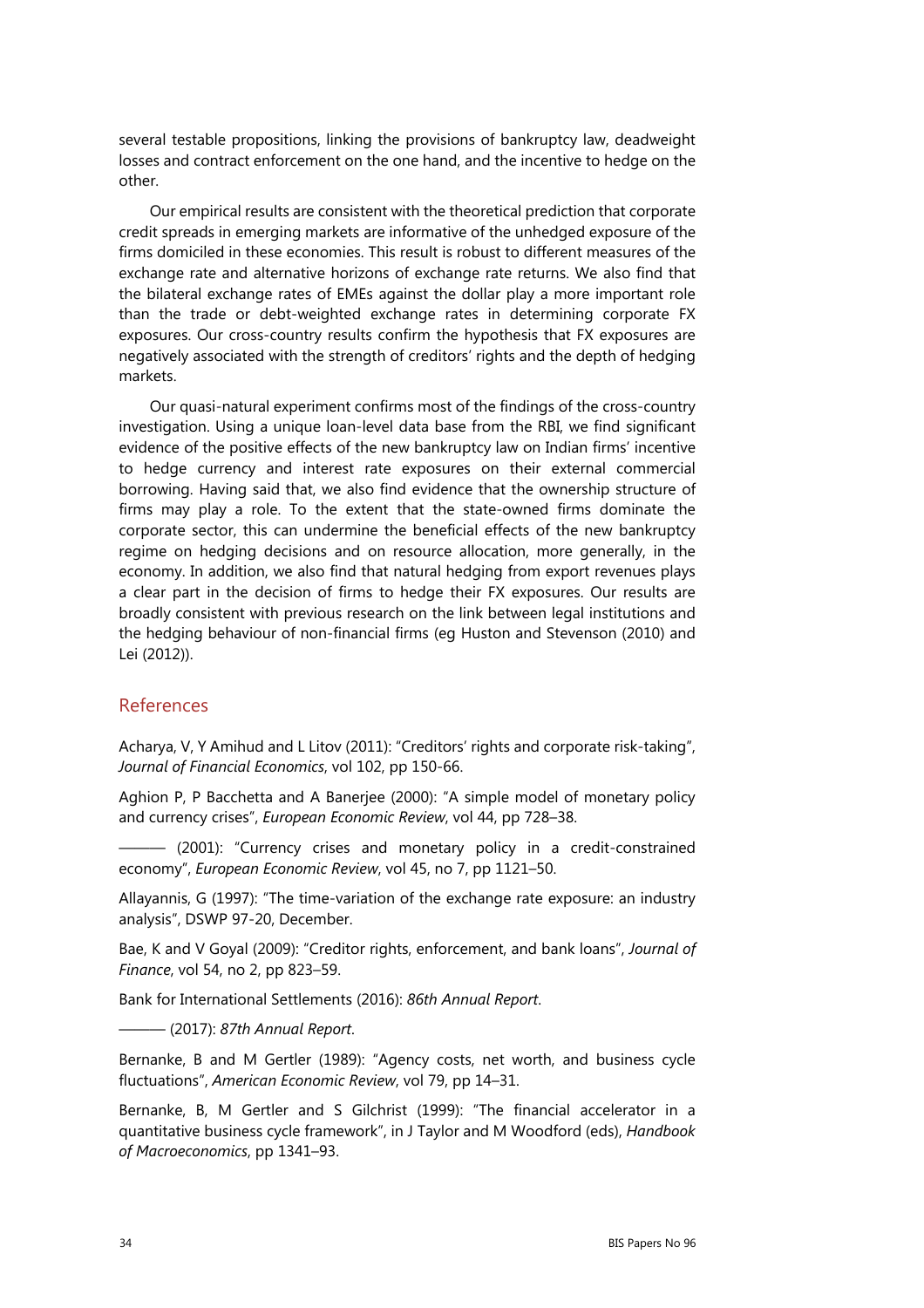several testable propositions, linking the provisions of bankruptcy law, deadweight losses and contract enforcement on the one hand, and the incentive to hedge on the other.

Our empirical results are consistent with the theoretical prediction that corporate credit spreads in emerging markets are informative of the unhedged exposure of the firms domiciled in these economies. This result is robust to different measures of the exchange rate and alternative horizons of exchange rate returns. We also find that the bilateral exchange rates of EMEs against the dollar play a more important role than the trade or debt-weighted exchange rates in determining corporate FX exposures. Our cross-country results confirm the hypothesis that FX exposures are negatively associated with the strength of creditors' rights and the depth of hedging markets.

Our quasi-natural experiment confirms most of the findings of the cross-country investigation. Using a unique loan-level data base from the RBI, we find significant evidence of the positive effects of the new bankruptcy law on Indian firms' incentive to hedge currency and interest rate exposures on their external commercial borrowing. Having said that, we also find evidence that the ownership structure of firms may play a role. To the extent that the state-owned firms dominate the corporate sector, this can undermine the beneficial effects of the new bankruptcy regime on hedging decisions and on resource allocation, more generally, in the economy. In addition, we also find that natural hedging from export revenues plays a clear part in the decision of firms to hedge their FX exposures. Our results are broadly consistent with previous research on the link between legal institutions and the hedging behaviour of non-financial firms (eg Huston and Stevenson (2010) and Lei (2012)).

## References

Acharya, V, Y Amihud and L Litov (2011): "Creditors' rights and corporate risk-taking", *Journal of Financial Economics*, vol 102, pp 150-66.

Aghion P, P Bacchetta and A Banerjee (2000): "A simple model of monetary policy and currency crises", *European Economic Review*, vol 44, pp 728–38.

——— (2001): "Currency crises and monetary policy in a credit-constrained economy", *European Economic Review*, vol 45, no 7, pp 1121–50.

Allayannis, G (1997): "The time-variation of the exchange rate exposure: an industry analysis", DSWP 97-20, December.

Bae, K and V Goyal (2009): "Creditor rights, enforcement, and bank loans", *Journal of Finance*, vol 54, no 2, pp 823–59.

Bank for International Settlements (2016): *86th Annual Report*.

——— (2017): *87th Annual Report*.

Bernanke, B and M Gertler (1989): "Agency costs, net worth, and business cycle fluctuations", *American Economic Review*, vol 79, pp 14–31.

Bernanke, B, M Gertler and S Gilchrist (1999): "The financial accelerator in a quantitative business cycle framework", in J Taylor and M Woodford (eds), *Handbook of Macroeconomics*, pp 1341–93.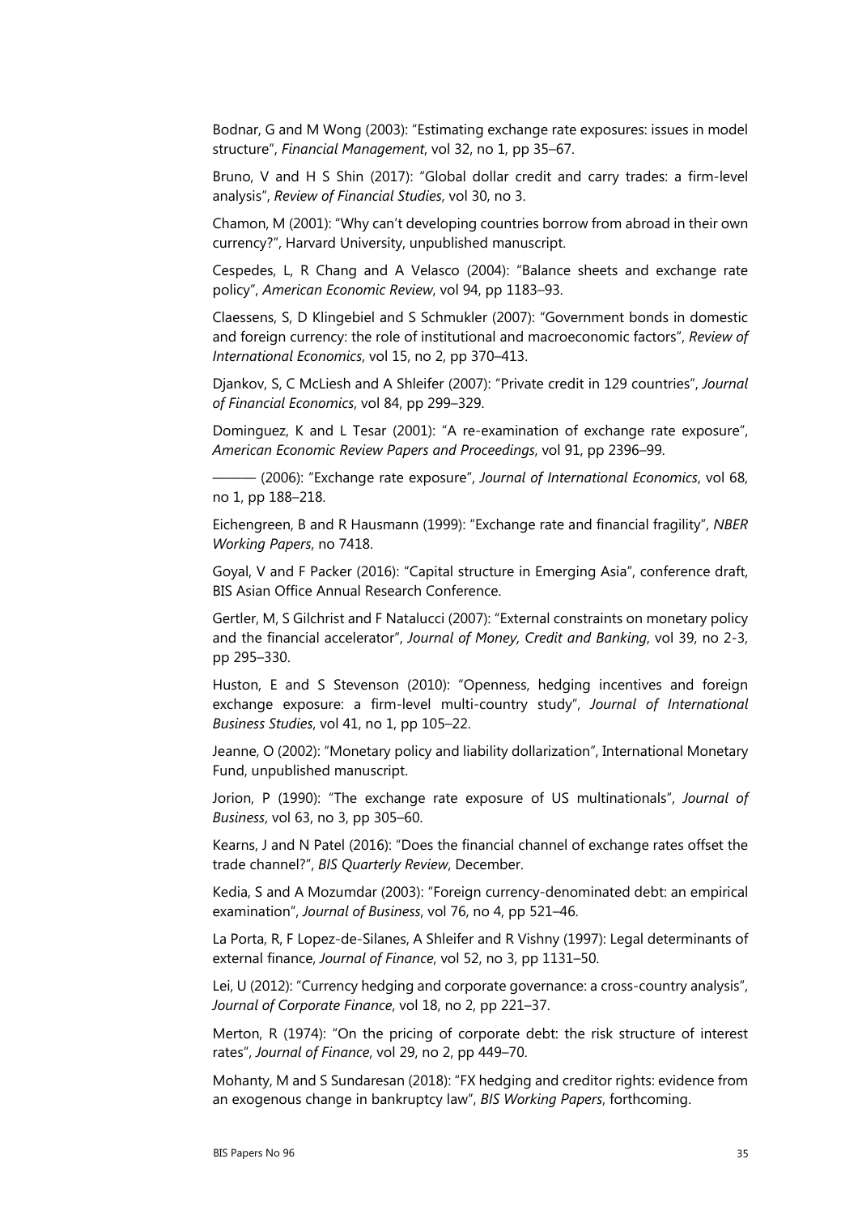Bodnar, G and M Wong (2003): "Estimating exchange rate exposures: issues in model structure", *Financial Management*, vol 32, no 1, pp 35–67.

Bruno, V and H S Shin (2017): "Global dollar credit and carry trades: a firm-level analysis", *Review of Financial Studies*, vol 30, no 3.

Chamon, M (2001): "Why can't developing countries borrow from abroad in their own currency?", Harvard University, unpublished manuscript.

Cespedes, L, R Chang and A Velasco (2004): "Balance sheets and exchange rate policy", *American Economic Review*, vol 94, pp 1183–93.

Claessens, S, D Klingebiel and S Schmukler (2007): "Government bonds in domestic and foreign currency: the role of institutional and macroeconomic factors", *Review of International Economics*, vol 15, no 2, pp 370–413.

Djankov, S, C McLiesh and A Shleifer (2007): "Private credit in 129 countries", *Journal of Financial Economics*, vol 84, pp 299–329.

Dominguez, K and L Tesar (2001): "A re-examination of exchange rate exposure", *American Economic Review Papers and Proceedings*, vol 91, pp 2396–99.

——— (2006): "Exchange rate exposure", *Journal of International Economics*, vol 68, no 1, pp 188–218.

Eichengreen, B and R Hausmann (1999): "Exchange rate and financial fragility", *NBER Working Papers*, no 7418.

Goyal, V and F Packer (2016): "Capital structure in Emerging Asia", conference draft, BIS Asian Office Annual Research Conference.

Gertler, M, S Gilchrist and F Natalucci (2007): "External constraints on monetary policy and the financial accelerator", *Journal of Money, Credit and Banking*, vol 39, no 2-3, pp 295–330.

Huston, E and S Stevenson (2010): "Openness, hedging incentives and foreign exchange exposure: a firm-level multi-country study", *Journal of International Business Studies*, vol 41, no 1, pp 105–22.

Jeanne, O (2002): "Monetary policy and liability dollarization", International Monetary Fund, unpublished manuscript.

Jorion, P (1990): "The exchange rate exposure of US multinationals", *Journal of Business*, vol 63, no 3, pp 305–60.

Kearns, J and N Patel (2016): "Does the financial channel of exchange rates offset the trade channel?", *BIS Quarterly Review*, December.

Kedia, S and A Mozumdar (2003): "Foreign currency-denominated debt: an empirical examination", *Journal of Business*, vol 76, no 4, pp 521–46.

La Porta, R, F Lopez-de-Silanes, A Shleifer and R Vishny (1997): Legal determinants of external finance, *Journal of Finance*, vol 52, no 3, pp 1131–50.

Lei, U (2012): "Currency hedging and corporate governance: a cross-country analysis", *Journal of Corporate Finance*, vol 18, no 2, pp 221–37.

Merton, R (1974): "On the pricing of corporate debt: the risk structure of interest rates", *Journal of Finance*, vol 29, no 2, pp 449–70.

Mohanty, M and S Sundaresan (2018): "FX hedging and creditor rights: evidence from an exogenous change in bankruptcy law", *BIS Working Papers*, forthcoming.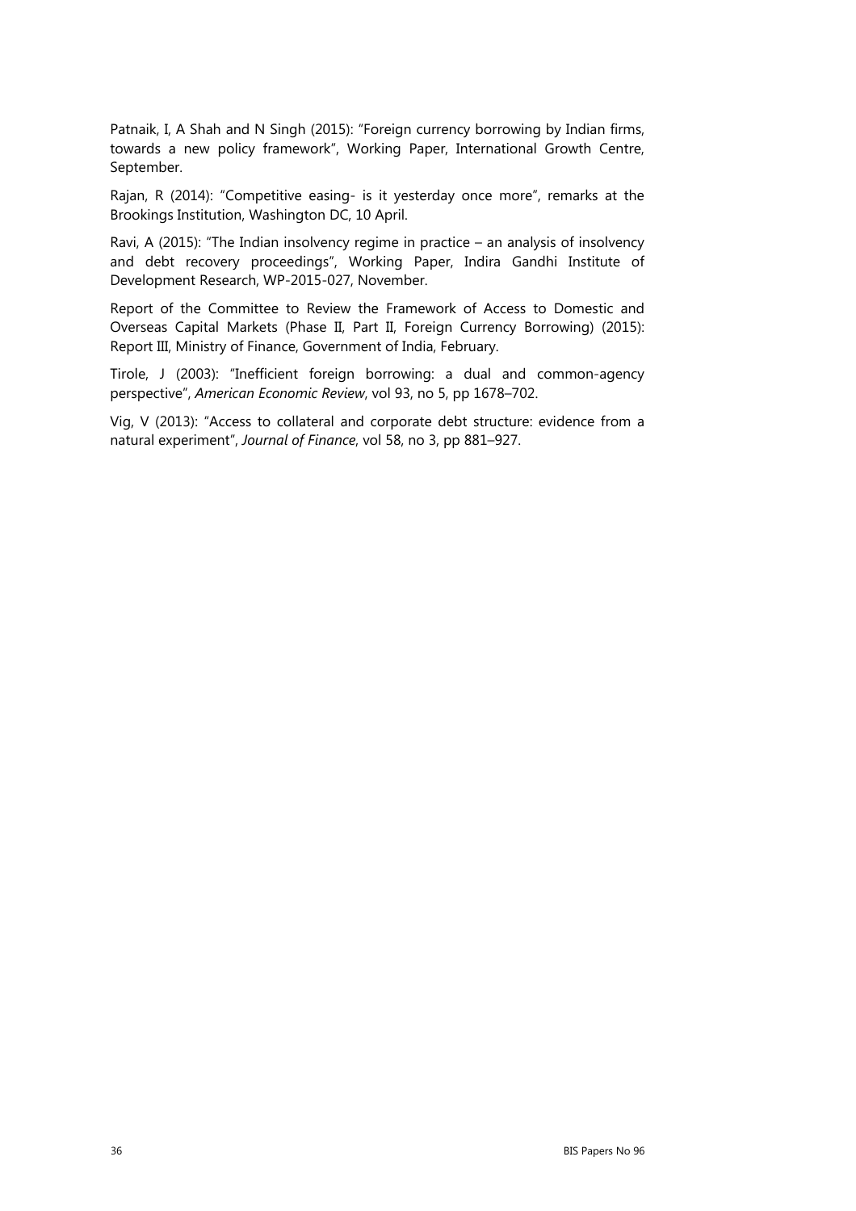Patnaik, I, A Shah and N Singh (2015): "Foreign currency borrowing by Indian firms, towards a new policy framework", Working Paper, International Growth Centre, September.

Rajan, R (2014): "Competitive easing- is it yesterday once more", remarks at the Brookings Institution, Washington DC, 10 April.

Ravi, A (2015): "The Indian insolvency regime in practice – an analysis of insolvency and debt recovery proceedings", Working Paper, Indira Gandhi Institute of Development Research, WP-2015-027, November.

Report of the Committee to Review the Framework of Access to Domestic and Overseas Capital Markets (Phase II, Part II, Foreign Currency Borrowing) (2015): Report III, Ministry of Finance, Government of India, February.

Tirole, J (2003): "Inefficient foreign borrowing: a dual and common-agency perspective", *American Economic Review*, vol 93, no 5, pp 1678–702.

Vig, V (2013): "Access to collateral and corporate debt structure: evidence from a natural experiment", *Journal of Finance*, vol 58, no 3, pp 881–927.